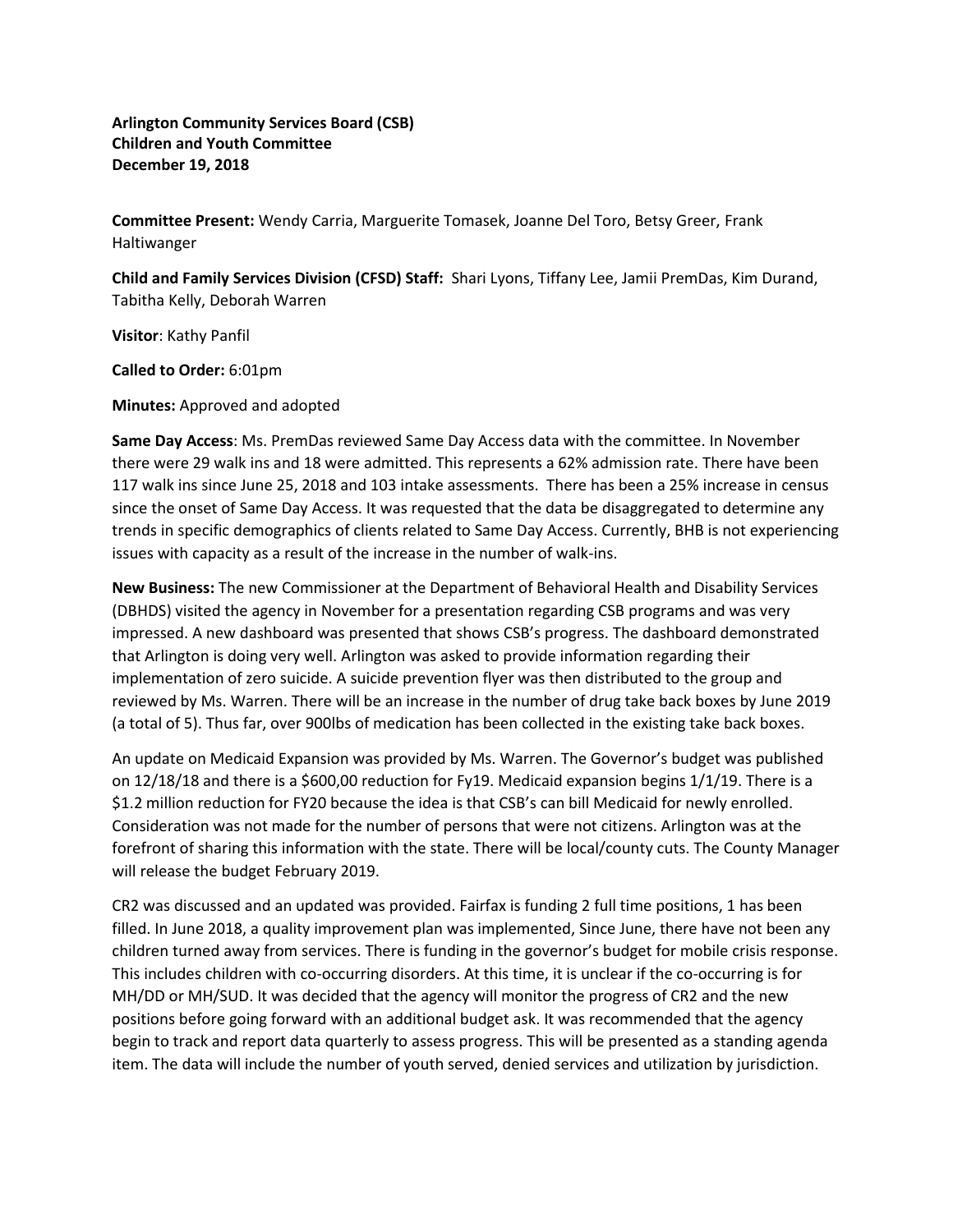**Arlington Community Services Board (CSB)**
**Children and Youth Committee**
**December 19, 2018**

**Committee Present:** Wendy Carria, Marguerite Tomasek, Joanne Del Toro, Betsy Greer, Frank Haltiwanger

**Child and Family Services Division (CFSD) Staff:** Shari Lyons, Tiffany Lee, Jamii PremDas, Kim Durand, Tabitha Kelly, Deborah Warren

**Visitor**: Kathy Panfil

**Called to Order:** 6:01pm

**Minutes:** Approved and adopted

**Same Day Access**: Ms. PremDas reviewed Same Day Access data with the committee. In November there were 29 walk ins and 18 were admitted. This represents a 62% admission rate. There have been 117 walk ins since June 25, 2018 and 103 intake assessments. There has been a 25% increase in census since the onset of Same Day Access. It was requested that the data be disaggregated to determine any trends in specific demographics of clients related to Same Day Access. Currently, BHB is not experiencing issues with capacity as a result of the increase in the number of walk-ins.

**New Business:** The new Commissioner at the Department of Behavioral Health and Disability Services (DBHDS) visited the agency in November for a presentation regarding CSB programs and was very impressed. A new dashboard was presented that shows CSB's progress. The dashboard demonstrated that Arlington is doing very well. Arlington was asked to provide information regarding their implementation of zero suicide. A suicide prevention flyer was then distributed to the group and reviewed by Ms. Warren. There will be an increase in the number of drug take back boxes by June 2019 (a total of 5). Thus far, over 900lbs of medication has been collected in the existing take back boxes.

An update on Medicaid Expansion was provided by Ms. Warren. The Governor's budget was published on 12/18/18 and there is a $600,00 reduction for Fy19. Medicaid expansion begins 1/1/19. There is a $1.2 million reduction for FY20 because the idea is that CSB's can bill Medicaid for newly enrolled. Consideration was not made for the number of persons that were not citizens. Arlington was at the forefront of sharing this information with the state. There will be local/county cuts. The County Manager will release the budget February 2019.

CR2 was discussed and an updated was provided. Fairfax is funding 2 full time positions, 1 has been filled. In June 2018, a quality improvement plan was implemented, Since June, there have not been any children turned away from services. There is funding in the governor's budget for mobile crisis response. This includes children with co-occurring disorders. At this time, it is unclear if the co-occurring is for MH/DD or MH/SUD. It was decided that the agency will monitor the progress of CR2 and the new positions before going forward with an additional budget ask. It was recommended that the agency begin to track and report data quarterly to assess progress. This will be presented as a standing agenda item. The data will include the number of youth served, denied services and utilization by jurisdiction.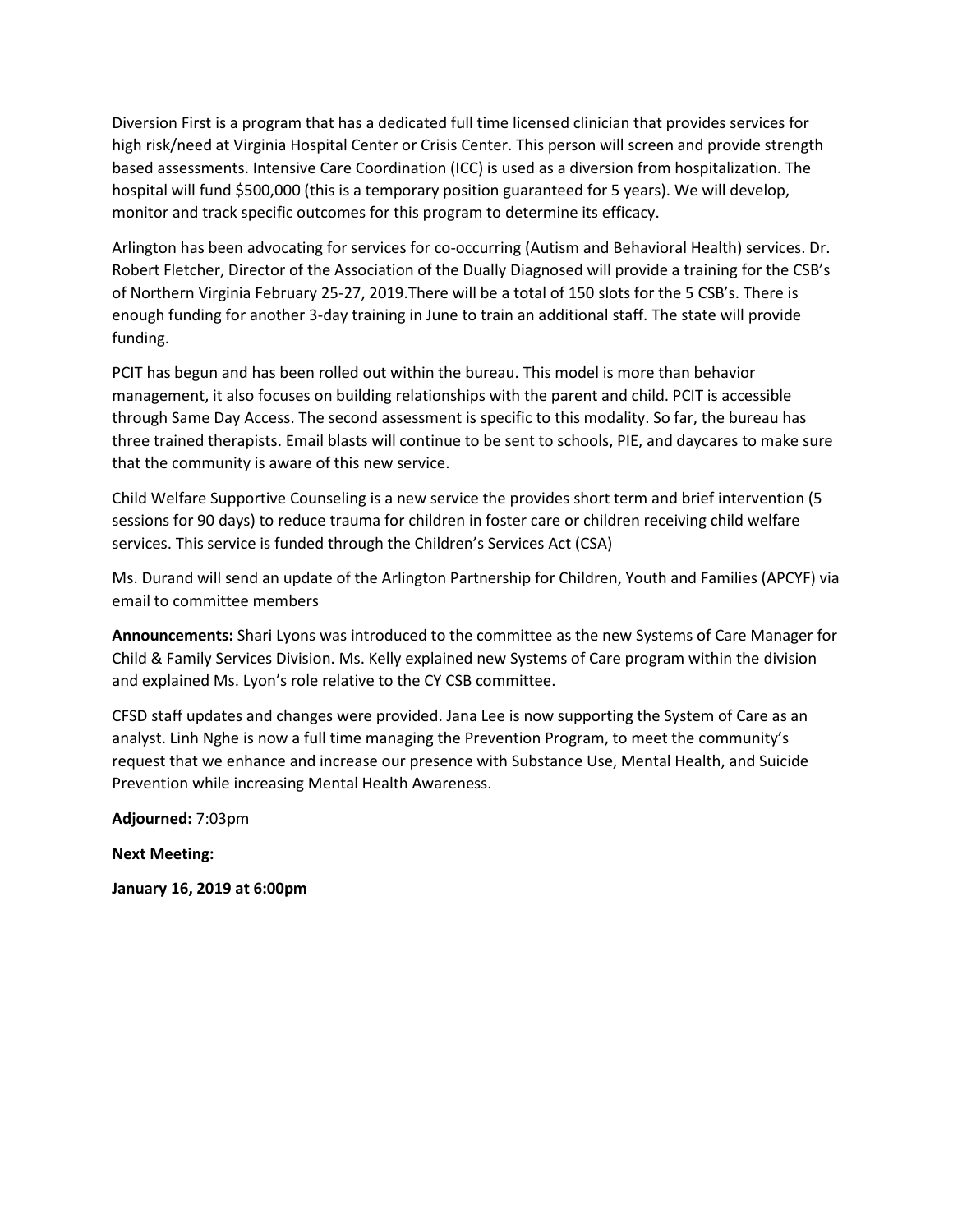Diversion First is a program that has a dedicated full time licensed clinician that provides services for high risk/need at Virginia Hospital Center or Crisis Center. This person will screen and provide strength based assessments. Intensive Care Coordination (ICC) is used as a diversion from hospitalization. The hospital will fund $500,000 (this is a temporary position guaranteed for 5 years). We will develop, monitor and track specific outcomes for this program to determine its efficacy.

Arlington has been advocating for services for co-occurring (Autism and Behavioral Health) services. Dr. Robert Fletcher, Director of the Association of the Dually Diagnosed will provide a training for the CSB's of Northern Virginia February 25-27, 2019.There will be a total of 150 slots for the 5 CSB's. There is enough funding for another 3-day training in June to train an additional staff. The state will provide funding.

PCIT has begun and has been rolled out within the bureau. This model is more than behavior management, it also focuses on building relationships with the parent and child. PCIT is accessible through Same Day Access. The second assessment is specific to this modality. So far, the bureau has three trained therapists. Email blasts will continue to be sent to schools, PIE, and daycares to make sure that the community is aware of this new service.

Child Welfare Supportive Counseling is a new service the provides short term and brief intervention (5 sessions for 90 days) to reduce trauma for children in foster care or children receiving child welfare services. This service is funded through the Children's Services Act (CSA)

Ms. Durand will send an update of the Arlington Partnership for Children, Youth and Families (APCYF) via email to committee members

**Announcements:** Shari Lyons was introduced to the committee as the new Systems of Care Manager for Child & Family Services Division. Ms. Kelly explained new Systems of Care program within the division and explained Ms. Lyon's role relative to the CY CSB committee.

CFSD staff updates and changes were provided. Jana Lee is now supporting the System of Care as an analyst. Linh Nghe is now a full time managing the Prevention Program, to meet the community's request that we enhance and increase our presence with Substance Use, Mental Health, and Suicide Prevention while increasing Mental Health Awareness.

**Adjourned:** 7:03pm

**Next Meeting:**

**January 16, 2019 at 6:00pm**